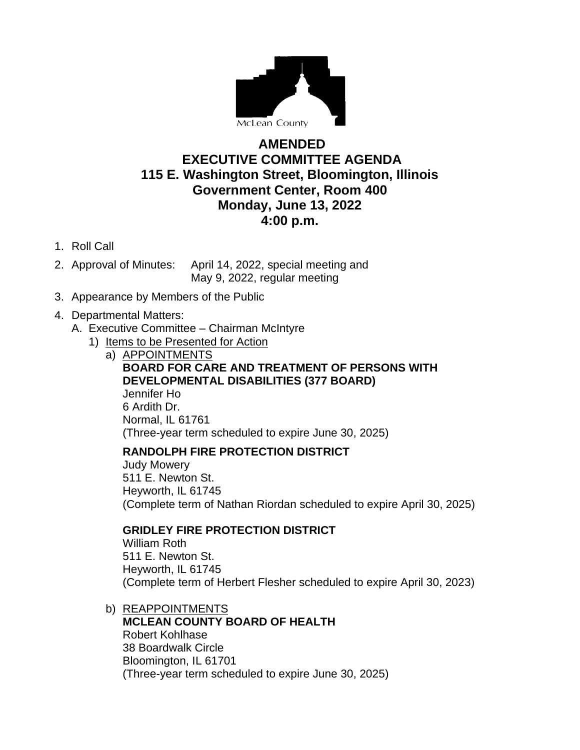McLean County

# AMENDED
# EXECUTIVE COMMITTEE AGENDA
## 115 E. Washington Street, Bloomington, Illinois
## Government Center, Room 400
## Monday, June 13, 2022
## 4:00 p.m.

1. Roll Call
2. Approval of Minutes: April 14, 2022, special meeting and
   May 9, 2022, regular meeting
3. Appearance by Members of the Public
4. Departmental Matters:
   A. Executive Committee – Chairman McIntyre
      1) Items to be Presented for Action
         a) APPOINTMENTS

            **BOARD FOR CARE AND TREATMENT OF PERSONS WITH DEVELOPMENTAL DISABILITIES (377 BOARD)**
            Jennifer Ho
            6 Ardith Dr.
            Normal, IL 61761
            (Three-year term scheduled to expire June 30, 2025)

            **RANDOLPH FIRE PROTECTION DISTRICT**
            Judy Mowery
            511 E. Newton St.
            Heyworth, IL 61745
            (Complete term of Nathan Riordan scheduled to expire April 30, 2025)

            **GRIDLEY FIRE PROTECTION DISTRICT**
            William Roth
            511 E. Newton St.
            Heyworth, IL 61745
            (Complete term of Herbert Flesher scheduled to expire April 30, 2023)

         b) REAPPOINTMENTS

            **MCLEAN COUNTY BOARD OF HEALTH**
            Robert Kohlhase
            38 Boardwalk Circle
            Bloomington, IL 61701
            (Three-year term scheduled to expire June 30, 2025)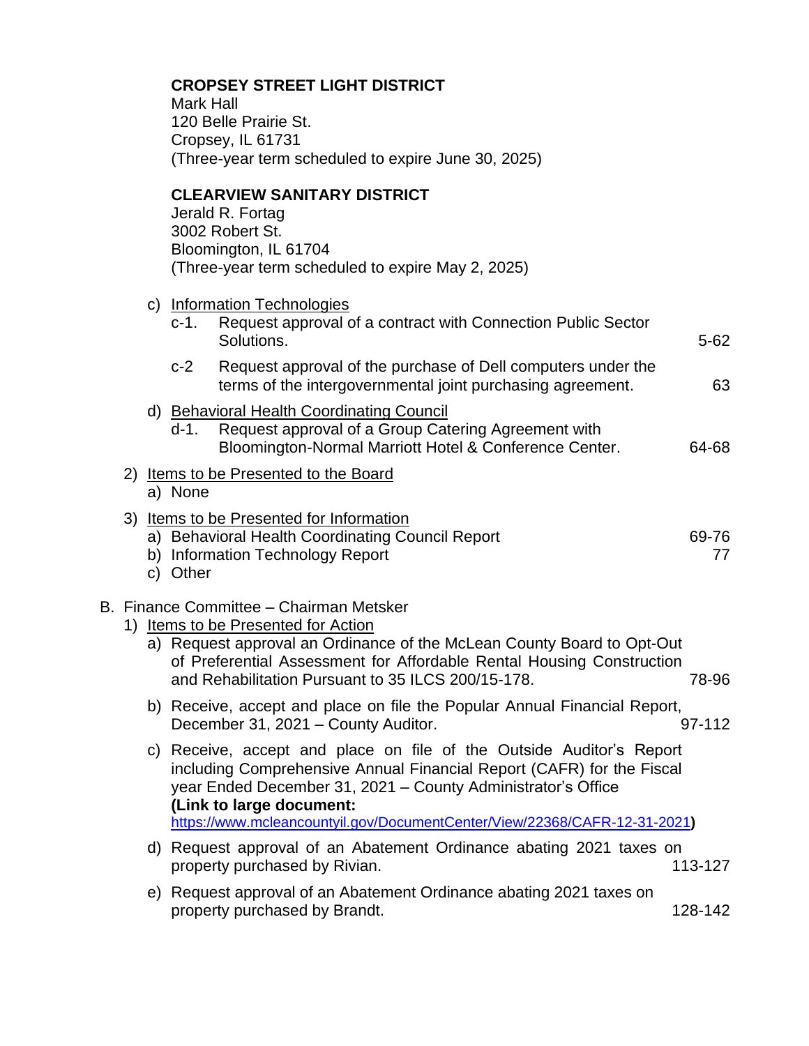**CROPSEY STREET LIGHT DISTRICT**
Mark Hall
120 Belle Prairie St.
Cropsey, IL 61731
(Three-year term scheduled to expire June 30, 2025)

**CLEARVIEW SANITARY DISTRICT**
Jerald R. Fortag
3002 Robert St.
Bloomington, IL 61704
(Three-year term scheduled to expire May 2, 2025)

c) Information Technologies
   - c-1. Request approval of a contract with Connection Public Sector Solutions. 5-62
   - c-2 Request approval of the purchase of Dell computers under the terms of the intergovernmental joint purchasing agreement. 63

d) Behavioral Health Coordinating Council
   - d-1. Request approval of a Group Catering Agreement with Bloomington-Normal Marriott Hotel & Conference Center. 64-68

2) Items to be Presented to the Board
   - a) None

3) Items to be Presented for Information
   - a) Behavioral Health Coordinating Council Report 69-76
   - b) Information Technology Report 77
   - c) Other

B. Finance Committee – Chairman Metsker

1) Items to be Presented for Action
   - a) Request approval an Ordinance of the McLean County Board to Opt-Out of Preferential Assessment for Affordable Rental Housing Construction and Rehabilitation Pursuant to 35 ILCS 200/15-178. 78-96
   - b) Receive, accept and place on file the Popular Annual Financial Report, December 31, 2021 – County Auditor. 97-112
   - c) Receive, accept and place on file of the Outside Auditor's Report including Comprehensive Annual Financial Report (CAFR) for the Fiscal year Ended December 31, 2021 – County Administrator's Office **(Link to large document:** https://www.mcleancountyil.gov/DocumentCenter/View/22368/CAFR-12-31-2021**)**
   - d) Request approval of an Abatement Ordinance abating 2021 taxes on property purchased by Rivian. 113-127
   - e) Request approval of an Abatement Ordinance abating 2021 taxes on property purchased by Brandt. 128-142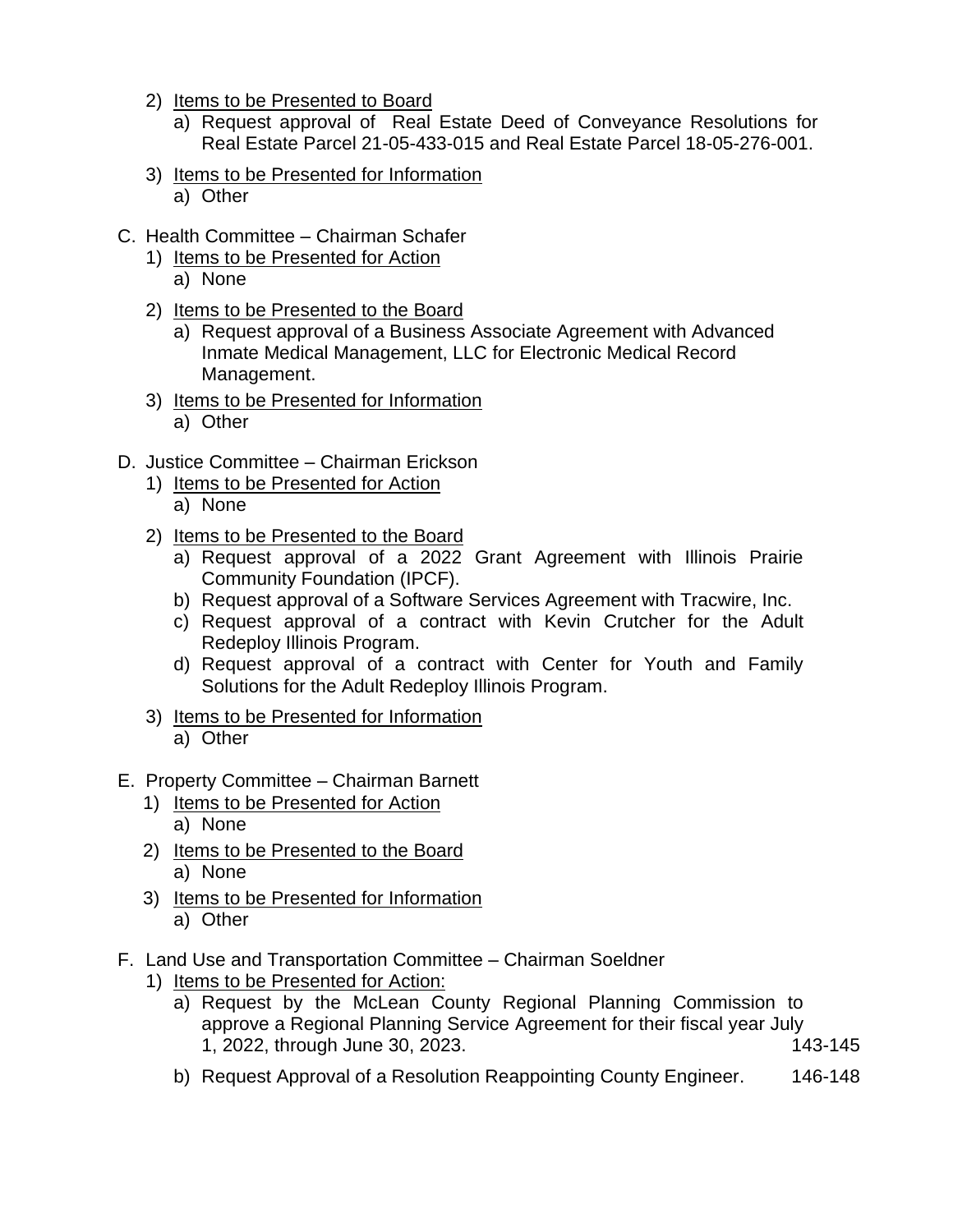2) Items to be Presented to Board
   a) Request approval of Real Estate Deed of Conveyance Resolutions for Real Estate Parcel 21-05-433-015 and Real Estate Parcel 18-05-276-001.

3) Items to be Presented for Information
   a) Other

C. Health Committee – Chairman Schafer
   1) Items to be Presented for Action
      a) None
   2) Items to be Presented to the Board
      a) Request approval of a Business Associate Agreement with Advanced Inmate Medical Management, LLC for Electronic Medical Record Management.
   3) Items to be Presented for Information
      a) Other

D. Justice Committee – Chairman Erickson
   1) Items to be Presented for Action
      a) None
   2) Items to be Presented to the Board
      a) Request approval of a 2022 Grant Agreement with Illinois Prairie Community Foundation (IPCF).
      b) Request approval of a Software Services Agreement with Tracwire, Inc.
      c) Request approval of a contract with Kevin Crutcher for the Adult Redeploy Illinois Program.
      d) Request approval of a contract with Center for Youth and Family Solutions for the Adult Redeploy Illinois Program.
   3) Items to be Presented for Information
      a) Other

E. Property Committee – Chairman Barnett
   1) Items to be Presented for Action
      a) None
   2) Items to be Presented to the Board
      a) None
   3) Items to be Presented for Information
      a) Other

F. Land Use and Transportation Committee – Chairman Soeldner
   1) Items to be Presented for Action:
      a) Request by the McLean County Regional Planning Commission to approve a Regional Planning Service Agreement for their fiscal year July 1, 2022, through June 30, 2023. 143-145
      b) Request Approval of a Resolution Reappointing County Engineer. 146-148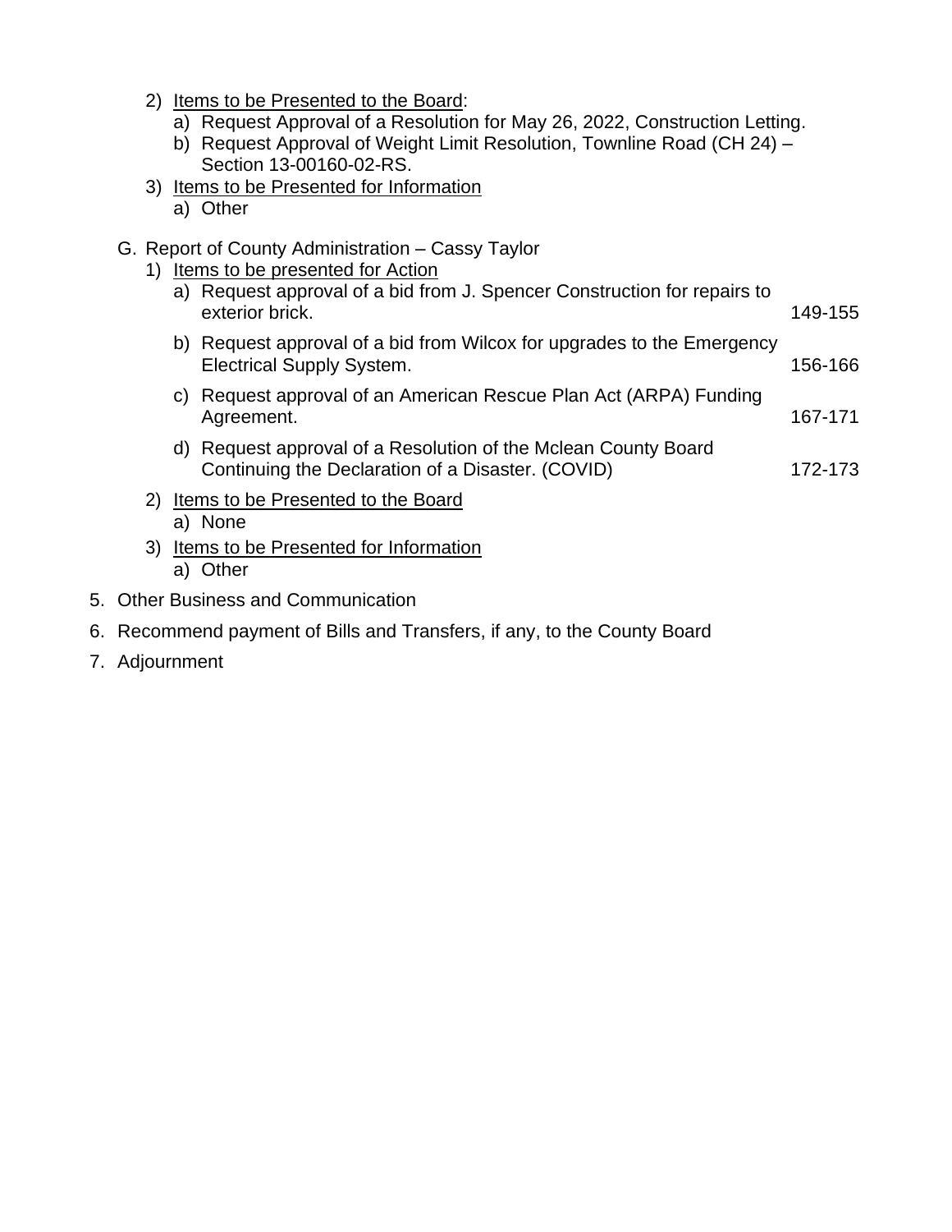2) Items to be Presented to the Board:
   a) Request Approval of a Resolution for May 26, 2022, Construction Letting.
   b) Request Approval of Weight Limit Resolution, Townline Road (CH 24) – Section 13-00160-02-RS.
3) Items to be Presented for Information
   a) Other

G. Report of County Administration – Cassy Taylor
   1) Items to be presented for Action
      a) Request approval of a bid from J. Spencer Construction for repairs to exterior brick. 149-155
      b) Request approval of a bid from Wilcox for upgrades to the Emergency Electrical Supply System. 156-166
      c) Request approval of an American Rescue Plan Act (ARPA) Funding Agreement. 167-171
      d) Request approval of a Resolution of the Mclean County Board Continuing the Declaration of a Disaster. (COVID) 172-173
   2) Items to be Presented to the Board
      a) None
   3) Items to be Presented for Information
      a) Other

5. Other Business and Communication
6. Recommend payment of Bills and Transfers, if any, to the County Board
7. Adjournment